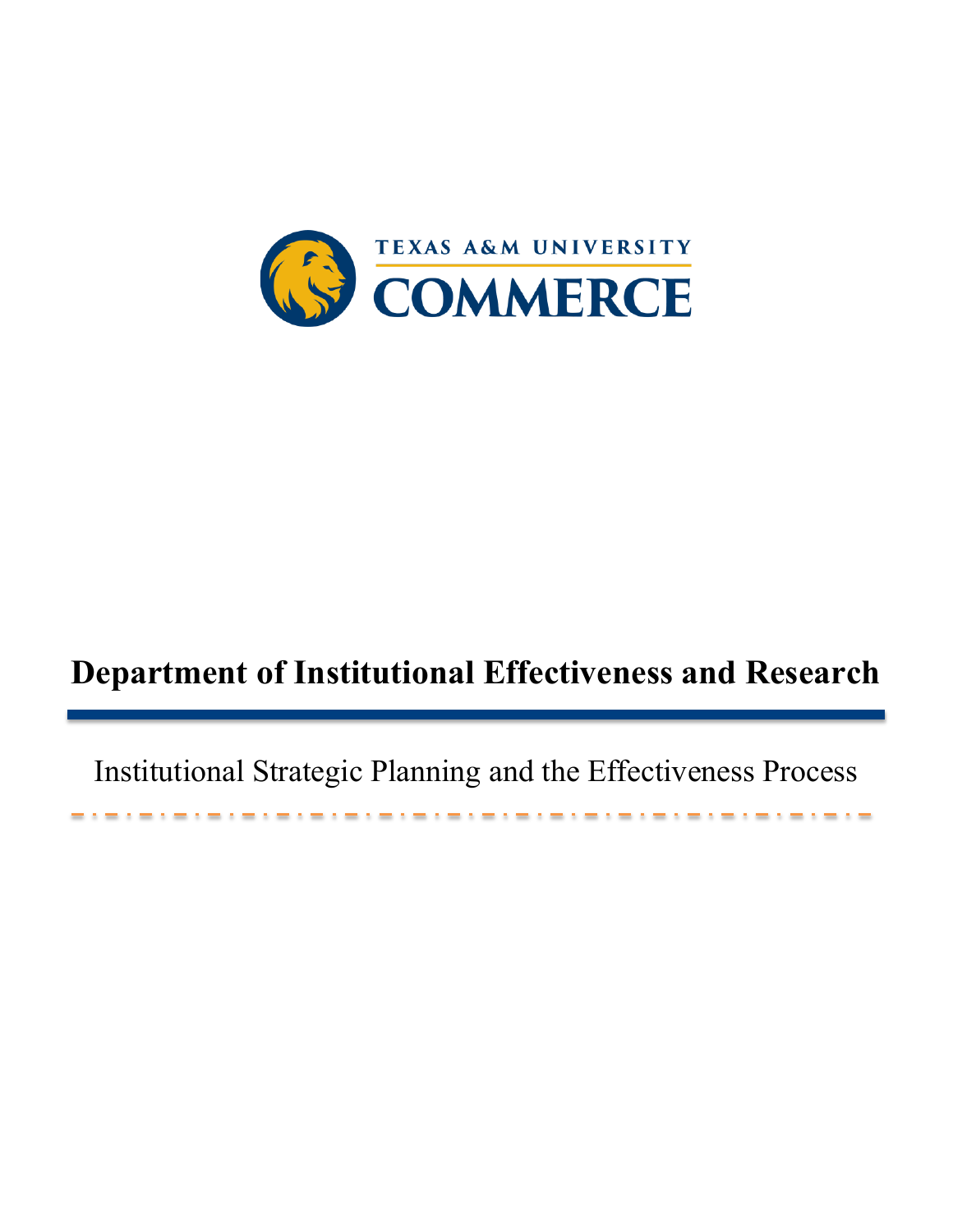TEXAS A&M UNIVERSITY

COMMERCE

# Department of Institutional Effectiveness and Research

## Institutional Strategic Planning and the Effectiveness Process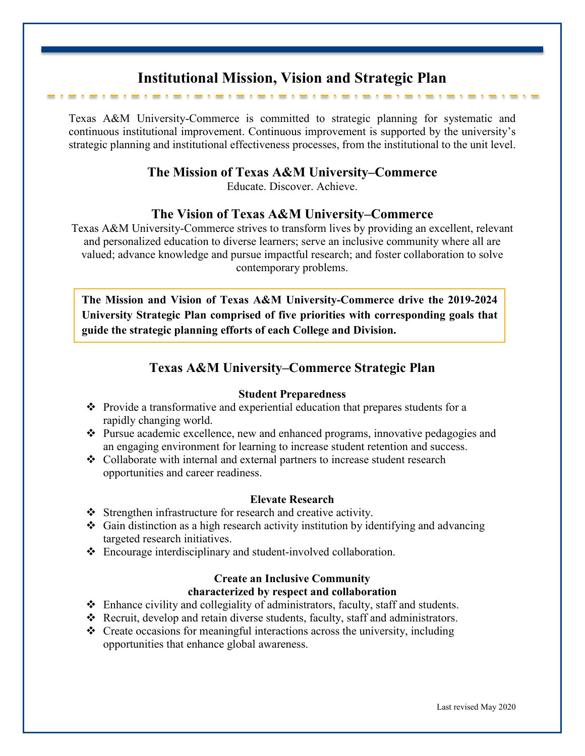# Institutional Mission, Vision and Strategic Plan

Texas A&M University-Commerce is committed to strategic planning for systematic and continuous institutional improvement. Continuous improvement is supported by the university's strategic planning and institutional effectiveness processes, from the institutional to the unit level.

## The Mission of Texas A&M University–Commerce

Educate. Discover. Achieve.

## The Vision of Texas A&M University–Commerce

Texas A&M University-Commerce strives to transform lives by providing an excellent, relevant and personalized education to diverse learners; serve an inclusive community where all are valued; advance knowledge and pursue impactful research; and foster collaboration to solve contemporary problems.

**The Mission and Vision of Texas A&M University-Commerce drive the 2019-2024 University Strategic Plan comprised of five priorities with corresponding goals that guide the strategic planning efforts of each College and Division.**

## Texas A&M University–Commerce Strategic Plan

### Student Preparedness

- Provide a transformative and experiential education that prepares students for a rapidly changing world.
- Pursue academic excellence, new and enhanced programs, innovative pedagogies and an engaging environment for learning to increase student retention and success.
- Collaborate with internal and external partners to increase student research opportunities and career readiness.

### Elevate Research

- Strengthen infrastructure for research and creative activity.
- Gain distinction as a high research activity institution by identifying and advancing targeted research initiatives.
- Encourage interdisciplinary and student-involved collaboration.

### Create an Inclusive Community characterized by respect and collaboration

- Enhance civility and collegiality of administrators, faculty, staff and students.
- Recruit, develop and retain diverse students, faculty, staff and administrators.
- Create occasions for meaningful interactions across the university, including opportunities that enhance global awareness.

Last revised May 2020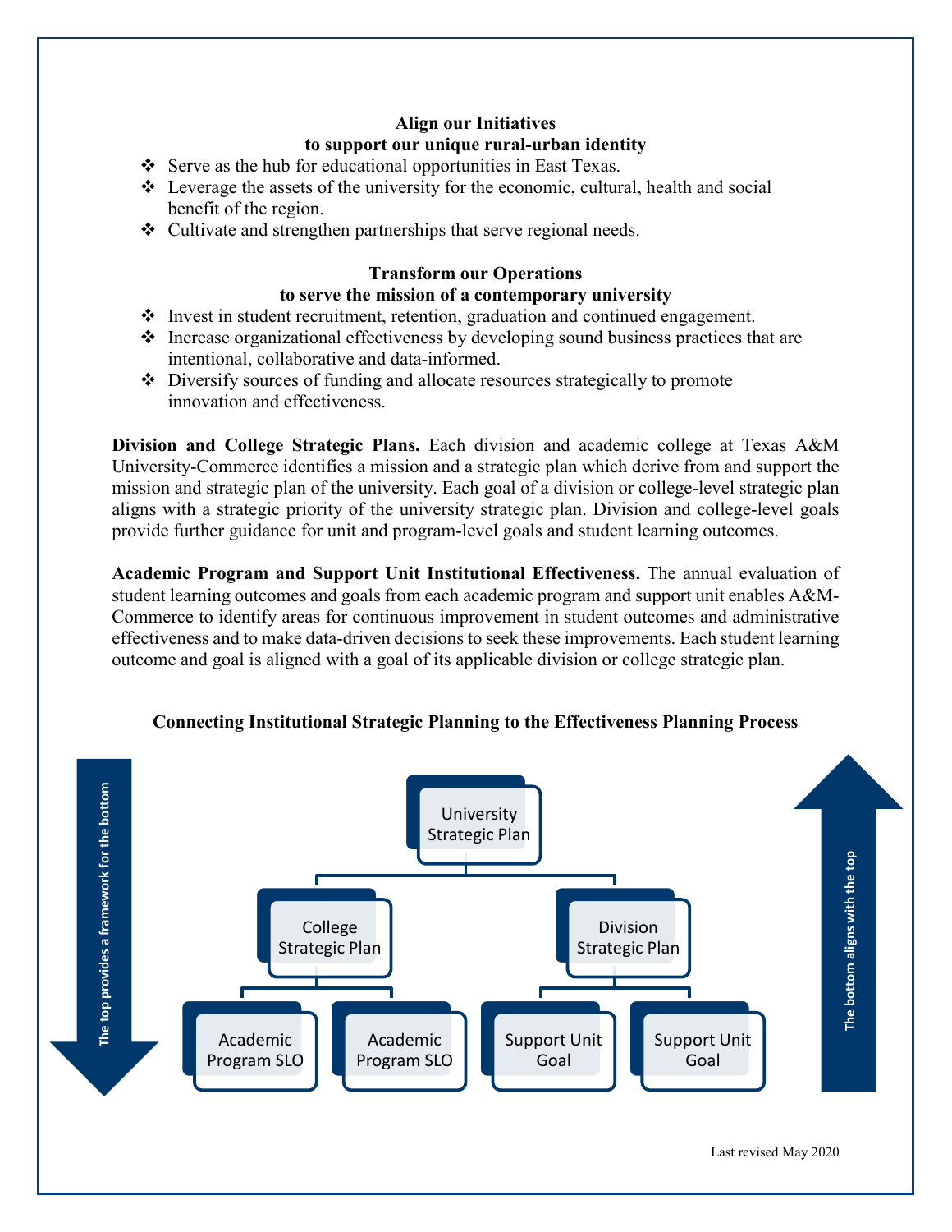**Align our Initiatives**
**to support our unique rural-urban identity**

- ❖ Serve as the hub for educational opportunities in East Texas.
- ❖ Leverage the assets of the university for the economic, cultural, health and social benefit of the region.
- ❖ Cultivate and strengthen partnerships that serve regional needs.

**Transform our Operations**
**to serve the mission of a contemporary university**

- ❖ Invest in student recruitment, retention, graduation and continued engagement.
- ❖ Increase organizational effectiveness by developing sound business practices that are intentional, collaborative and data-informed.
- ❖ Diversify sources of funding and allocate resources strategically to promote innovation and effectiveness.

**Division and College Strategic Plans.** Each division and academic college at Texas A&M University-Commerce identifies a mission and a strategic plan which derive from and support the mission and strategic plan of the university. Each goal of a division or college-level strategic plan aligns with a strategic priority of the university strategic plan. Division and college-level goals provide further guidance for unit and program-level goals and student learning outcomes.

**Academic Program and Support Unit Institutional Effectiveness.** The annual evaluation of student learning outcomes and goals from each academic program and support unit enables A&M-Commerce to identify areas for continuous improvement in student outcomes and administrative effectiveness and to make data-driven decisions to seek these improvements. Each student learning outcome and goal is aligned with a goal of its applicable division or college strategic plan.

**Connecting Institutional Strategic Planning to the Effectiveness Planning Process**

The top provides a framework for the bottom

- University Strategic Plan
  - College Strategic Plan
    - Academic Program SLO
    - Academic Program SLO
  - Division Strategic Plan
    - Support Unit Goal
    - Support Unit Goal

The bottom aligns with the top

Last revised May 2020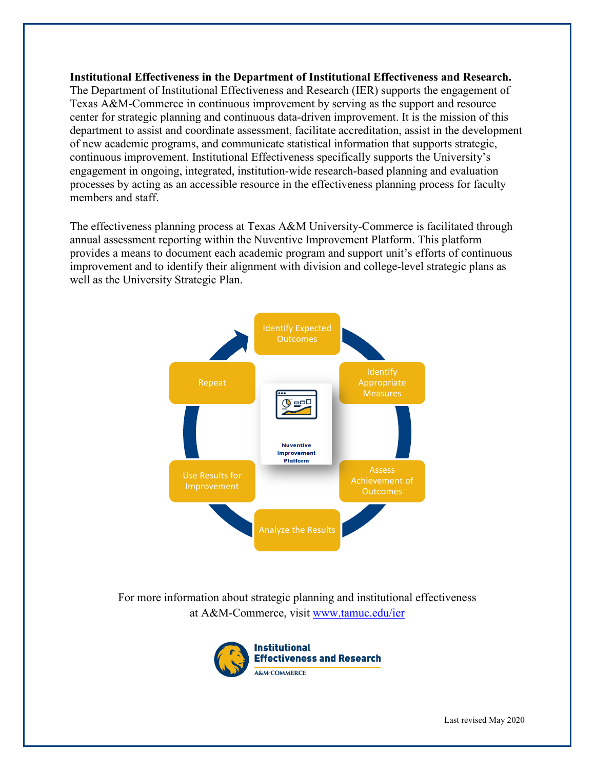**Institutional Effectiveness in the Department of Institutional Effectiveness and Research.** The Department of Institutional Effectiveness and Research (IER) supports the engagement of Texas A&M-Commerce in continuous improvement by serving as the support and resource center for strategic planning and continuous data-driven improvement. It is the mission of this department to assist and coordinate assessment, facilitate accreditation, assist in the development of new academic programs, and communicate statistical information that supports strategic, continuous improvement. Institutional Effectiveness specifically supports the University's engagement in ongoing, integrated, institution-wide research-based planning and evaluation processes by acting as an accessible resource in the effectiveness planning process for faculty members and staff.

The effectiveness planning process at Texas A&M University-Commerce is facilitated through annual assessment reporting within the Nuventive Improvement Platform. This platform provides a means to document each academic program and support unit's efforts of continuous improvement and to identify their alignment with division and college-level strategic plans as well as the University Strategic Plan.

Identify Expected Outcomes

Identify Appropriate Measures

Assess Achievement of Outcomes

Analyze the Results

Use Results for Improvement

Repeat

Nuventive Improvement Platform

For more information about strategic planning and institutional effectiveness at A&M-Commerce, visit [www.tamuc.edu/ier](http://www.tamuc.edu/ier)

Institutional Effectiveness and Research
A&M-COMMERCE

Last revised May 2020